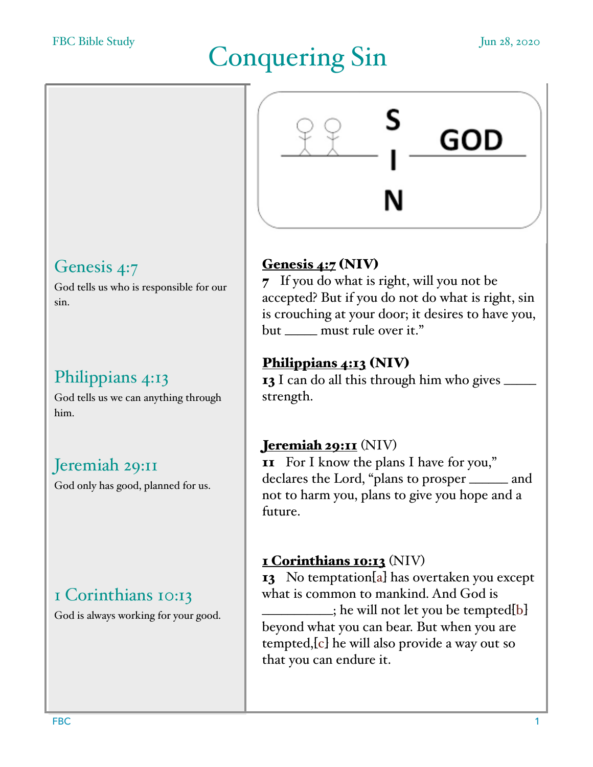FBC Bible Study — Jun 28, 2020

# Conquering Sin

S
GOD
I
N

## Genesis 4:7

God tells us who is responsible for our sin.

**Genesis 4:7 (NIV)**

**7** If you do what is right, will you not be accepted? But if you do not do what is right, sin is crouching at your door; it desires to have you, but _____ must rule over it."

## Philippians 4:13

God tells us we can anything through him.

**Philippians 4:13 (NIV)**

**13** I can do all this through him who gives _____ strength.

## Jeremiah 29:11

God only has good, planned for us.

**Jeremiah 29:11** (NIV)

**11** For I know the plans I have for you," declares the Lord, "plans to prosper ______ and not to harm you, plans to give you hope and a future.

## 1 Corinthians 10:13

God is always working for your good.

**1 Corinthians 10:13** (NIV)

**13** No temptation[a] has overtaken you except what is common to mankind. And God is __________; he will not let you be tempted[b] beyond what you can bear. But when you are tempted,[c] he will also provide a way out so that you can endure it.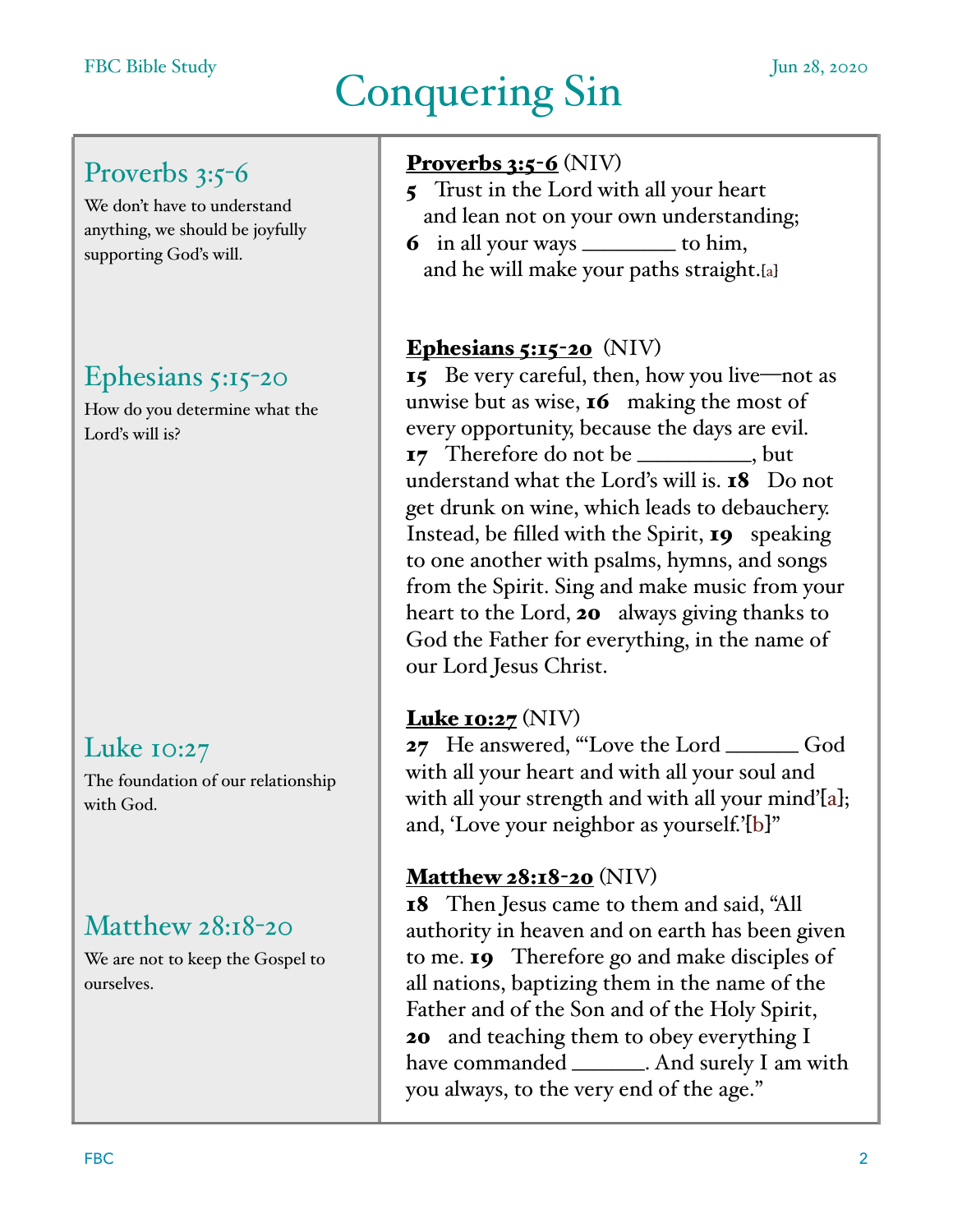# Conquering Sin

## Proverbs 3:5-6

We don't have to understand anything, we should be joyfully supporting God's will.

**Proverbs 3:5-6** (NIV)

**5** Trust in the Lord with all your heart
and lean not on your own understanding;
**6** in all your ways ________ to him,
and he will make your paths straight.[a]

## Ephesians 5:15-20

How do you determine what the Lord's will is?

**Ephesians 5:15-20** (NIV)

**15** Be very careful, then, how you live—not as unwise but as wise, **16** making the most of every opportunity, because the days are evil. **17** Therefore do not be __________, but understand what the Lord's will is. **18** Do not get drunk on wine, which leads to debauchery. Instead, be filled with the Spirit, **19** speaking to one another with psalms, hymns, and songs from the Spirit. Sing and make music from your heart to the Lord, **20** always giving thanks to God the Father for everything, in the name of our Lord Jesus Christ.

## Luke 10:27

The foundation of our relationship with God.

**Luke 10:27** (NIV)

**27** He answered, "'Love the Lord ______ God with all your heart and with all your soul and with all your strength and with all your mind'[a]; and, 'Love your neighbor as yourself.'[b]"

## Matthew 28:18-20

We are not to keep the Gospel to ourselves.

**Matthew 28:18-20** (NIV)

**18** Then Jesus came to them and said, "All authority in heaven and on earth has been given to me. **19** Therefore go and make disciples of all nations, baptizing them in the name of the Father and of the Son and of the Holy Spirit, **20** and teaching them to obey everything I have commanded ______. And surely I am with you always, to the very end of the age."